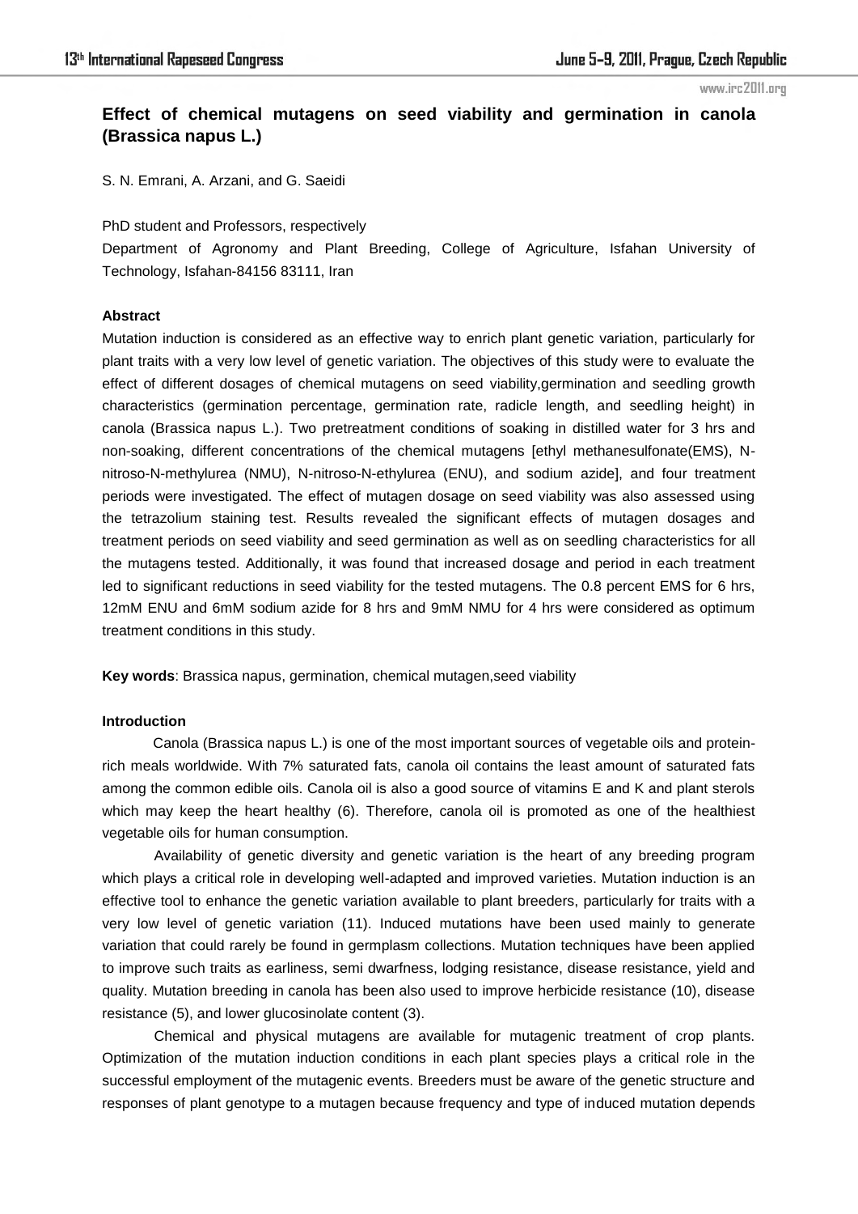# Effect of chemical mutagens on seed viability and germination in canola (Brassica napus L.)

S. N. Emrani, A. Arzani, and G. Saeidi

PhD student and Professors, respectively

Department of Agronomy and Plant Breeding, College of Agriculture, Isfahan University of Technology, Isfahan-84156 83111, Iran

### Abstract

Mutation induction is considered as an effective way to enrich plant genetic variation, particularly for plant traits with a very low level of genetic variation. The objectives of this study were to evaluate the effect of different dosages of chemical mutagens on seed viability,germination and seedling growth characteristics (germination percentage, germination rate, radicle length, and seedling height) in canola (Brassica napus L.). Two pretreatment conditions of soaking in distilled water for 3 hrs and non-soaking, different concentrations of the chemical mutagens [ethyl methanesulfonate(EMS), N-nitroso-N-methylurea (NMU), N-nitroso-N-ethylurea (ENU), and sodium azide], and four treatment periods were investigated. The effect of mutagen dosage on seed viability was also assessed using the tetrazolium staining test. Results revealed the significant effects of mutagen dosages and treatment periods on seed viability and seed germination as well as on seedling characteristics for all the mutagens tested. Additionally, it was found that increased dosage and period in each treatment led to significant reductions in seed viability for the tested mutagens. The 0.8 percent EMS for 6 hrs, 12mM ENU and 6mM sodium azide for 8 hrs and 9mM NMU for 4 hrs were considered as optimum treatment conditions in this study.

**Key words**: Brassica napus, germination, chemical mutagen,seed viability

### Introduction

Canola (Brassica napus L.) is one of the most important sources of vegetable oils and protein-rich meals worldwide. With 7% saturated fats, canola oil contains the least amount of saturated fats among the common edible oils. Canola oil is also a good source of vitamins E and K and plant sterols which may keep the heart healthy (6). Therefore, canola oil is promoted as one of the healthiest vegetable oils for human consumption.

Availability of genetic diversity and genetic variation is the heart of any breeding program which plays a critical role in developing well-adapted and improved varieties. Mutation induction is an effective tool to enhance the genetic variation available to plant breeders, particularly for traits with a very low level of genetic variation (11). Induced mutations have been used mainly to generate variation that could rarely be found in germplasm collections. Mutation techniques have been applied to improve such traits as earliness, semi dwarfness, lodging resistance, disease resistance, yield and quality. Mutation breeding in canola has been also used to improve herbicide resistance (10), disease resistance (5), and lower glucosinolate content (3).

Chemical and physical mutagens are available for mutagenic treatment of crop plants. Optimization of the mutation induction conditions in each plant species plays a critical role in the successful employment of the mutagenic events. Breeders must be aware of the genetic structure and responses of plant genotype to a mutagen because frequency and type of induced mutation depends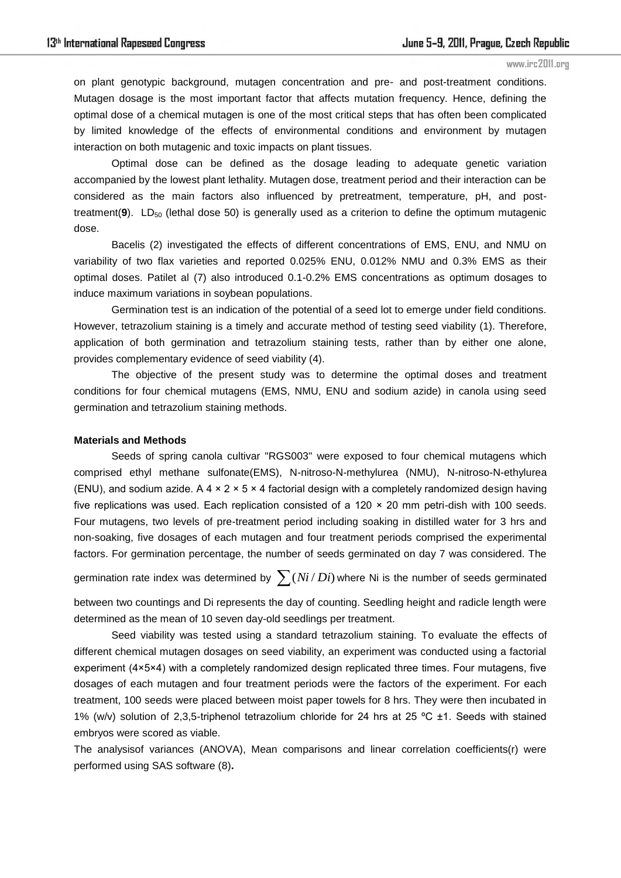on plant genotypic background, mutagen concentration and pre- and post-treatment conditions. Mutagen dosage is the most important factor that affects mutation frequency. Hence, defining the optimal dose of a chemical mutagen is one of the most critical steps that has often been complicated by limited knowledge of the effects of environmental conditions and environment by mutagen interaction on both mutagenic and toxic impacts on plant tissues.

Optimal dose can be defined as the dosage leading to adequate genetic variation accompanied by the lowest plant lethality. Mutagen dose, treatment period and their interaction can be considered as the main factors also influenced by pretreatment, temperature, pH, and post-treatment(**9**). $LD_{50}$ (lethal dose 50) is generally used as a criterion to define the optimum mutagenic dose.

Bacelis (2) investigated the effects of different concentrations of EMS, ENU, and NMU on variability of two flax varieties and reported 0.025% ENU, 0.012% NMU and 0.3% EMS as their optimal doses. Patilet al (7) also introduced 0.1-0.2% EMS concentrations as optimum dosages to induce maximum variations in soybean populations.

Germination test is an indication of the potential of a seed lot to emerge under field conditions. However, tetrazolium staining is a timely and accurate method of testing seed viability (1). Therefore, application of both germination and tetrazolium staining tests, rather than by either one alone, provides complementary evidence of seed viability (4).

The objective of the present study was to determine the optimal doses and treatment conditions for four chemical mutagens (EMS, NMU, ENU and sodium azide) in canola using seed germination and tetrazolium staining methods.

**Materials and Methods**

Seeds of spring canola cultivar "RGS003" were exposed to four chemical mutagens which comprised ethyl methane sulfonate(EMS), N-nitroso-N-methylurea (NMU), N-nitroso-N-ethylurea (ENU), and sodium azide. A 4 × 2 × 5 × 4 factorial design with a completely randomized design having five replications was used. Each replication consisted of a 120 × 20 mm petri-dish with 100 seeds. Four mutagens, two levels of pre-treatment period including soaking in distilled water for 3 hrs and non-soaking, five dosages of each mutagen and four treatment periods comprised the experimental factors. For germination percentage, the number of seeds germinated on day 7 was considered. The germination rate index was determined by $\sum (Ni/Di)$ where Ni is the number of seeds germinated between two countings and Di represents the day of counting. Seedling height and radicle length were determined as the mean of 10 seven day-old seedlings per treatment.

Seed viability was tested using a standard tetrazolium staining. To evaluate the effects of different chemical mutagen dosages on seed viability, an experiment was conducted using a factorial experiment (4×5×4) with a completely randomized design replicated three times. Four mutagens, five dosages of each mutagen and four treatment periods were the factors of the experiment. For each treatment, 100 seeds were placed between moist paper towels for 8 hrs. They were then incubated in 1% (w/v) solution of 2,3,5-triphenol tetrazolium chloride for 24 hrs at 25 ºC ±1. Seeds with stained embryos were scored as viable.

The analysisof variances (ANOVA), Mean comparisons and linear correlation coefficients(r) were performed using SAS software (8)**.**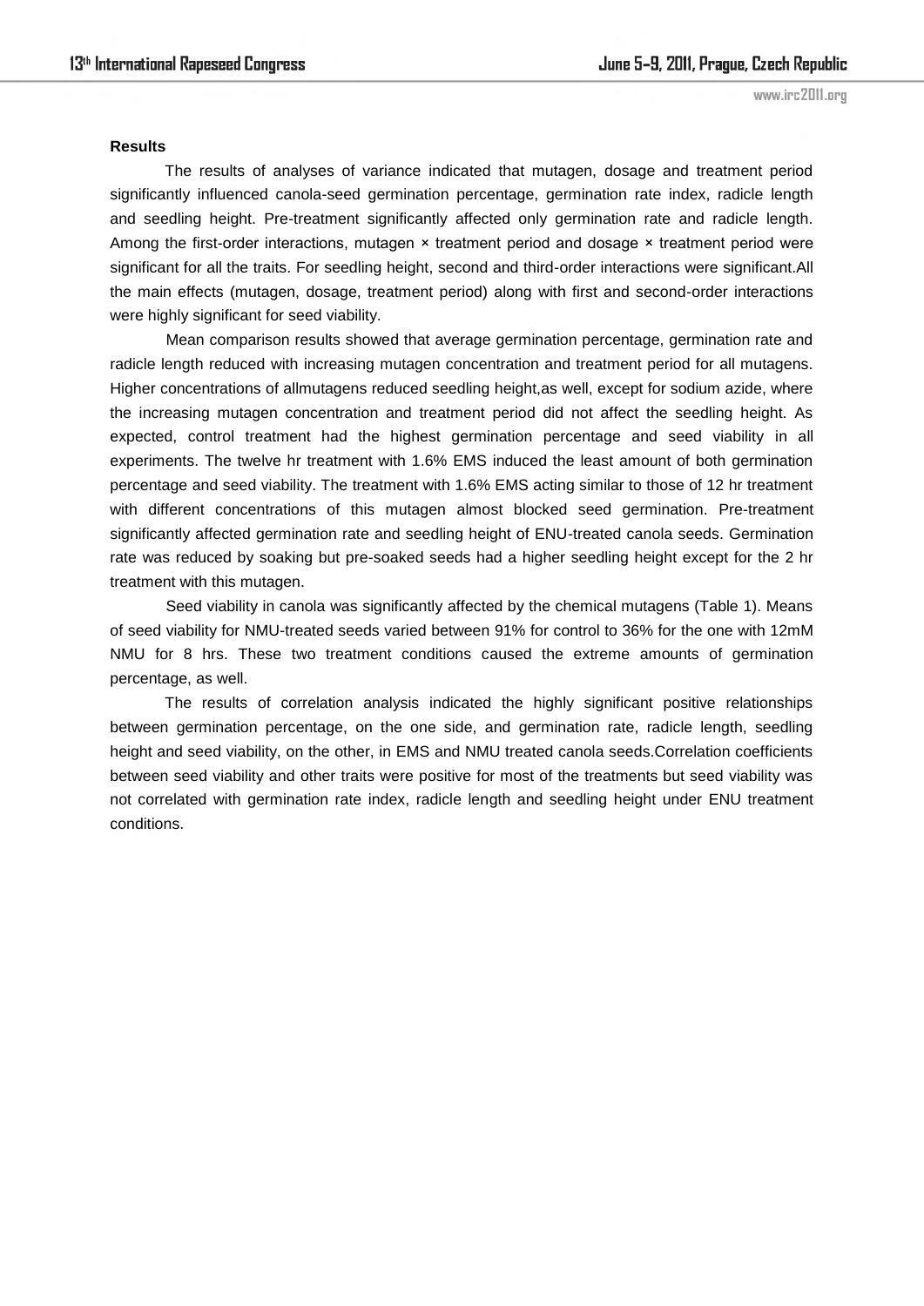**Results**

The results of analyses of variance indicated that mutagen, dosage and treatment period significantly influenced canola-seed germination percentage, germination rate index, radicle length and seedling height. Pre-treatment significantly affected only germination rate and radicle length. Among the first-order interactions, mutagen × treatment period and dosage × treatment period were significant for all the traits. For seedling height, second and third-order interactions were significant.All the main effects (mutagen, dosage, treatment period) along with first and second-order interactions were highly significant for seed viability.

Mean comparison results showed that average germination percentage, germination rate and radicle length reduced with increasing mutagen concentration and treatment period for all mutagens. Higher concentrations of allmutagens reduced seedling height,as well, except for sodium azide, where the increasing mutagen concentration and treatment period did not affect the seedling height. As expected, control treatment had the highest germination percentage and seed viability in all experiments. The twelve hr treatment with 1.6% EMS induced the least amount of both germination percentage and seed viability. The treatment with 1.6% EMS acting similar to those of 12 hr treatment with different concentrations of this mutagen almost blocked seed germination. Pre-treatment significantly affected germination rate and seedling height of ENU-treated canola seeds. Germination rate was reduced by soaking but pre-soaked seeds had a higher seedling height except for the 2 hr treatment with this mutagen.

Seed viability in canola was significantly affected by the chemical mutagens (Table 1). Means of seed viability for NMU-treated seeds varied between 91% for control to 36% for the one with 12mM NMU for 8 hrs. These two treatment conditions caused the extreme amounts of germination percentage, as well.

The results of correlation analysis indicated the highly significant positive relationships between germination percentage, on the one side, and germination rate, radicle length, seedling height and seed viability, on the other, in EMS and NMU treated canola seeds.Correlation coefficients between seed viability and other traits were positive for most of the treatments but seed viability was not correlated with germination rate index, radicle length and seedling height under ENU treatment conditions.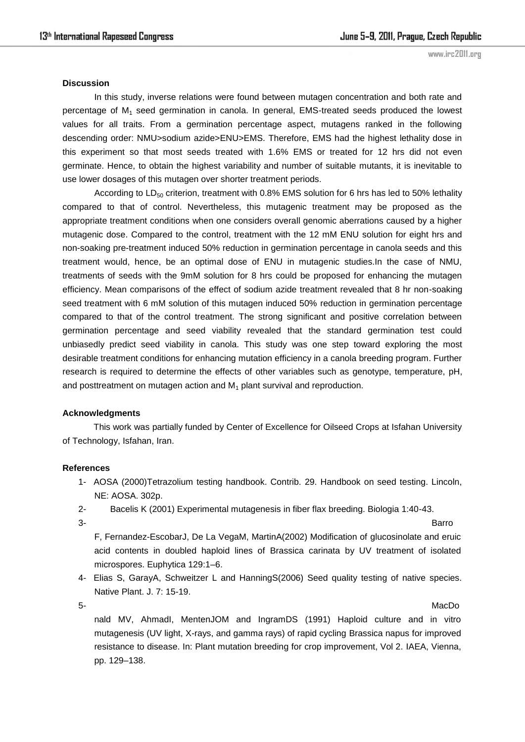**Discussion**

In this study, inverse relations were found between mutagen concentration and both rate and percentage of $M_1$ seed germination in canola. In general, EMS-treated seeds produced the lowest values for all traits. From a germination percentage aspect, mutagens ranked in the following descending order: NMU>sodium azide>ENU>EMS. Therefore, EMS had the highest lethality dose in this experiment so that most seeds treated with 1.6% EMS or treated for 12 hrs did not even germinate. Hence, to obtain the highest variability and number of suitable mutants, it is inevitable to use lower dosages of this mutagen over shorter treatment periods.

According to $LD_{50}$ criterion, treatment with 0.8% EMS solution for 6 hrs has led to 50% lethality compared to that of control. Nevertheless, this mutagenic treatment may be proposed as the appropriate treatment conditions when one considers overall genomic aberrations caused by a higher mutagenic dose. Compared to the control, treatment with the 12 mM ENU solution for eight hrs and non-soaking pre-treatment induced 50% reduction in germination percentage in canola seeds and this treatment would, hence, be an optimal dose of ENU in mutagenic studies.In the case of NMU, treatments of seeds with the 9mM solution for 8 hrs could be proposed for enhancing the mutagen efficiency. Mean comparisons of the effect of sodium azide treatment revealed that 8 hr non-soaking seed treatment with 6 mM solution of this mutagen induced 50% reduction in germination percentage compared to that of the control treatment. The strong significant and positive correlation between germination percentage and seed viability revealed that the standard germination test could unbiasedly predict seed viability in canola. This study was one step toward exploring the most desirable treatment conditions for enhancing mutation efficiency in a canola breeding program. Further research is required to determine the effects of other variables such as genotype, temperature, pH, and posttreatment on mutagen action and $M_1$ plant survival and reproduction.

**Acknowledgments**

This work was partially funded by Center of Excellence for Oilseed Crops at Isfahan University of Technology, Isfahan, Iran.

**References**

1- AOSA (2000)Tetrazolium testing handbook. Contrib. 29. Handbook on seed testing. Lincoln, NE: AOSA. 302p.

2- Bacelis K (2001) Experimental mutagenesis in fiber flax breeding. Biologia 1:40-43.

3- Barro F, Fernandez-EscobarJ, De La VegaM, MartinA(2002) Modification of glucosinolate and eruic acid contents in doubled haploid lines of Brassica carinata by UV treatment of isolated microspores. Euphytica 129:1–6.

4- Elias S, GarayA, Schweitzer L and HanningS(2006) Seed quality testing of native species. Native Plant. J. 7: 15-19.

5- MacDonald MV, AhmadI, MentenJOM and IngramDS (1991) Haploid culture and in vitro mutagenesis (UV light, X-rays, and gamma rays) of rapid cycling Brassica napus for improved resistance to disease. In: Plant mutation breeding for crop improvement, Vol 2. IAEA, Vienna, pp. 129–138.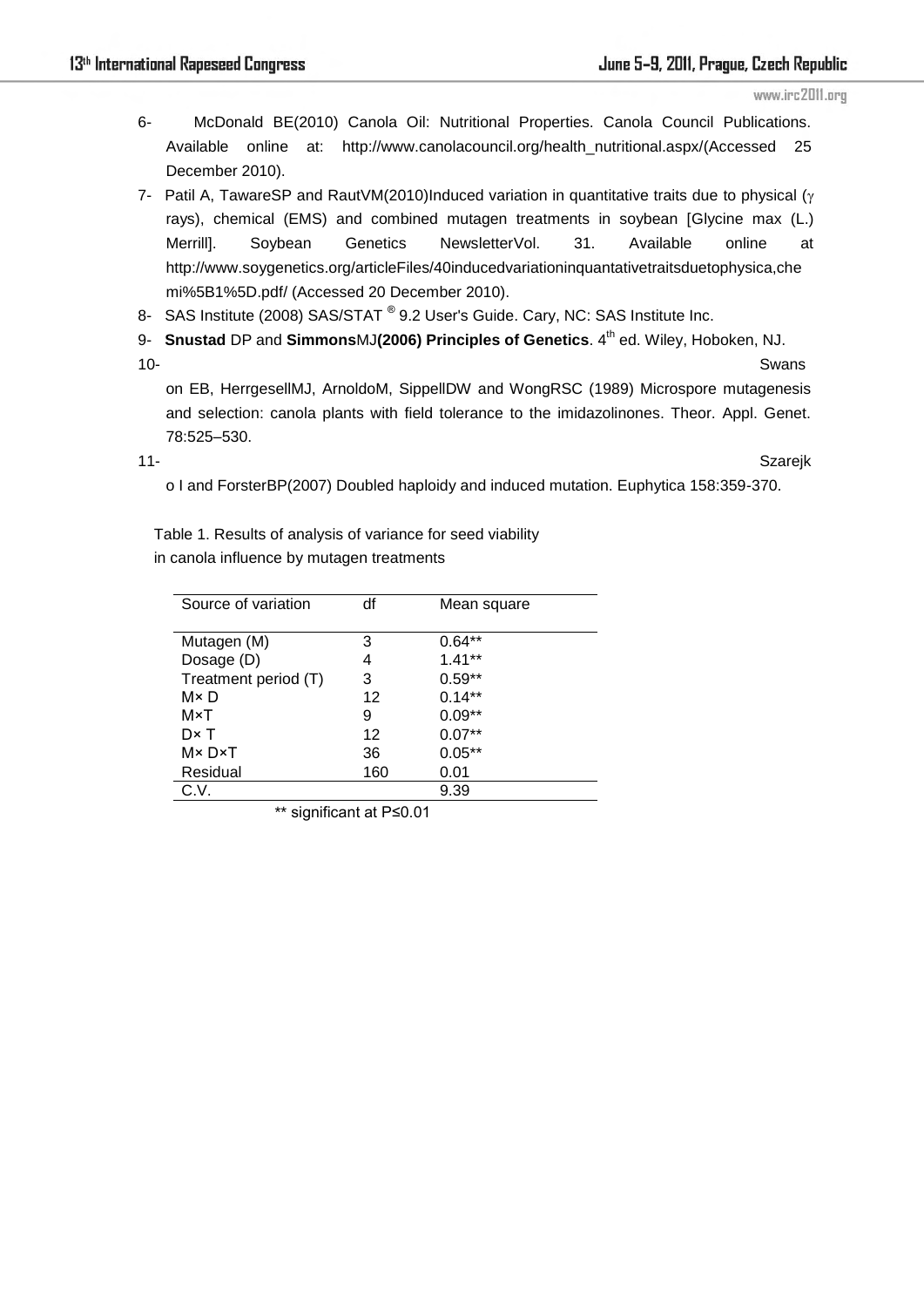6- McDonald BE(2010) Canola Oil: Nutritional Properties. Canola Council Publications. Available online at: http://www.canolacouncil.org/health_nutritional.aspx/(Accessed 25 December 2010).

7- Patil A, TawareSP and RautVM(2010)Induced variation in quantitative traits due to physical (γ rays), chemical (EMS) and combined mutagen treatments in soybean [Glycine max (L.) Merrill]. Soybean Genetics NewsletterVol. 31. Available online at http://www.soygenetics.org/articleFiles/40inducedvariationinquantativetraitsduetophysica,chemi%5B1%5D.pdf/ (Accessed 20 December 2010).

8- SAS Institute (2008) SAS/STAT ® 9.2 User's Guide. Cary, NC: SAS Institute Inc.

9- **Snustad** DP and **Simmons**MJ**(2006) Principles of Genetics**. 4th ed. Wiley, Hoboken, NJ.

10- Swanson EB, HerrgesellMJ, ArnoldoM, SippellDW and WongRSC (1989) Microspore mutagenesis and selection: canola plants with field tolerance to the imidazolinones. Theor. Appl. Genet. 78:525–530.

11- Szarejko I and ForsterBP(2007) Doubled haploidy and induced mutation. Euphytica 158:359-370.

Table 1. Results of analysis of variance for seed viability in canola influence by mutagen treatments

| Source of variation | df | Mean square |
|---|---|---|
| Mutagen (M) | 3 | 0.64** |
| Dosage (D) | 4 | 1.41** |
| Treatment period (T) | 3 | 0.59** |
| M× D | 12 | 0.14** |
| M×T | 9 | 0.09** |
| D× T | 12 | 0.07** |
| M× D×T | 36 | 0.05** |
| Residual | 160 | 0.01 |
| C.V. | | 9.39 |

** significant at P≤0.01